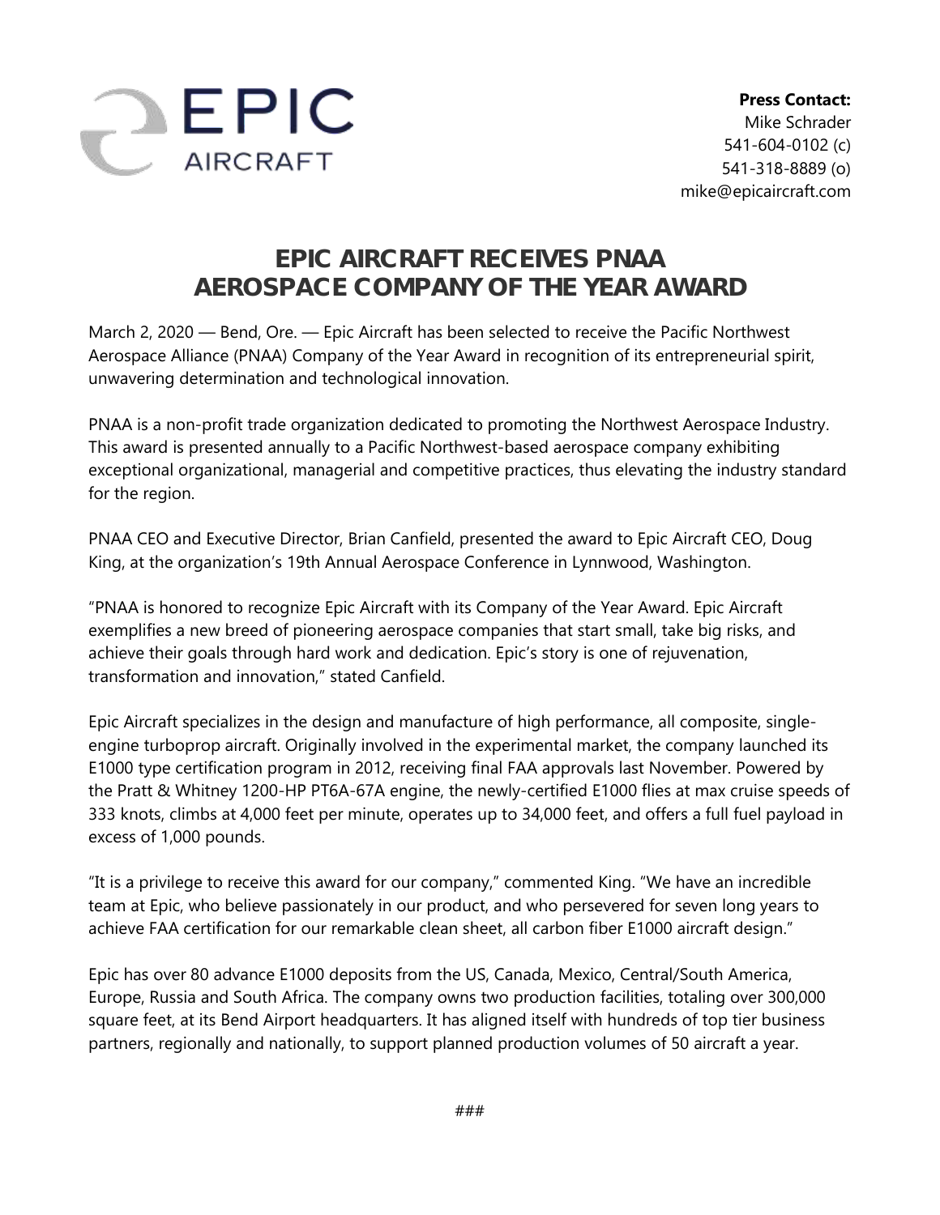EPIC AIRCRAFT

**Press Contact:**
Mike Schrader
541-604-0102 (c)
541-318-8889 (o)
mike@epicaircraft.com

# EPIC AIRCRAFT RECEIVES PNAA AEROSPACE COMPANY OF THE YEAR AWARD

March 2, 2020 — Bend, Ore. — Epic Aircraft has been selected to receive the Pacific Northwest Aerospace Alliance (PNAA) Company of the Year Award in recognition of its entrepreneurial spirit, unwavering determination and technological innovation.

PNAA is a non-profit trade organization dedicated to promoting the Northwest Aerospace Industry. This award is presented annually to a Pacific Northwest-based aerospace company exhibiting exceptional organizational, managerial and competitive practices, thus elevating the industry standard for the region.

PNAA CEO and Executive Director, Brian Canfield, presented the award to Epic Aircraft CEO, Doug King, at the organization's 19th Annual Aerospace Conference in Lynnwood, Washington.

"PNAA is honored to recognize Epic Aircraft with its Company of the Year Award. Epic Aircraft exemplifies a new breed of pioneering aerospace companies that start small, take big risks, and achieve their goals through hard work and dedication. Epic's story is one of rejuvenation, transformation and innovation," stated Canfield.

Epic Aircraft specializes in the design and manufacture of high performance, all composite, single-engine turboprop aircraft. Originally involved in the experimental market, the company launched its E1000 type certification program in 2012, receiving final FAA approvals last November. Powered by the Pratt & Whitney 1200-HP PT6A-67A engine, the newly-certified E1000 flies at max cruise speeds of 333 knots, climbs at 4,000 feet per minute, operates up to 34,000 feet, and offers a full fuel payload in excess of 1,000 pounds.

"It is a privilege to receive this award for our company," commented King. "We have an incredible team at Epic, who believe passionately in our product, and who persevered for seven long years to achieve FAA certification for our remarkable clean sheet, all carbon fiber E1000 aircraft design."

Epic has over 80 advance E1000 deposits from the US, Canada, Mexico, Central/South America, Europe, Russia and South Africa. The company owns two production facilities, totaling over 300,000 square feet, at its Bend Airport headquarters. It has aligned itself with hundreds of top tier business partners, regionally and nationally, to support planned production volumes of 50 aircraft a year.

###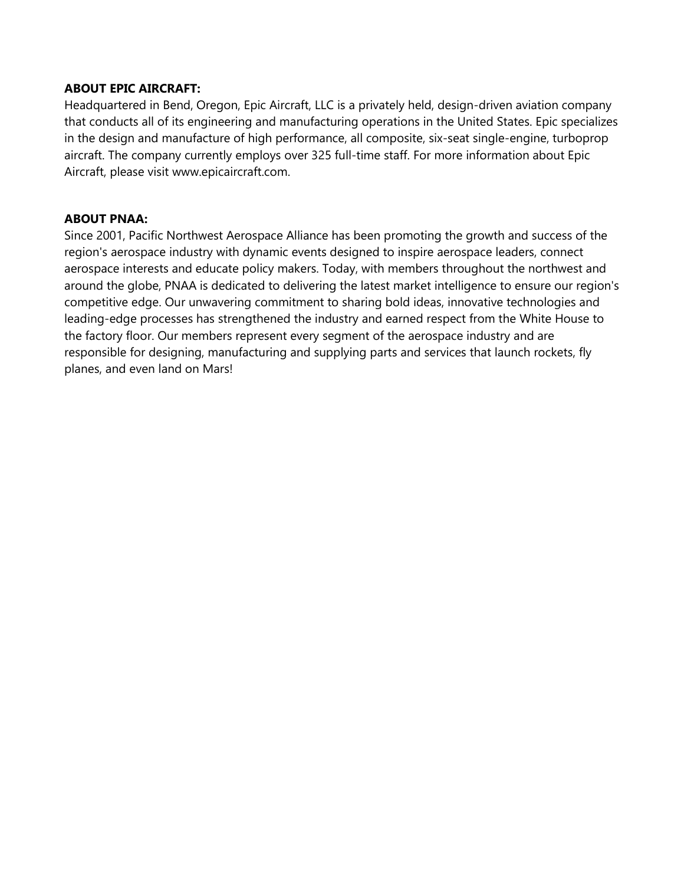**ABOUT EPIC AIRCRAFT:**

Headquartered in Bend, Oregon, Epic Aircraft, LLC is a privately held, design-driven aviation company that conducts all of its engineering and manufacturing operations in the United States. Epic specializes in the design and manufacture of high performance, all composite, six-seat single-engine, turboprop aircraft. The company currently employs over 325 full-time staff. For more information about Epic Aircraft, please visit www.epicaircraft.com.

**ABOUT PNAA:**

Since 2001, Pacific Northwest Aerospace Alliance has been promoting the growth and success of the region's aerospace industry with dynamic events designed to inspire aerospace leaders, connect aerospace interests and educate policy makers. Today, with members throughout the northwest and around the globe, PNAA is dedicated to delivering the latest market intelligence to ensure our region's competitive edge. Our unwavering commitment to sharing bold ideas, innovative technologies and leading-edge processes has strengthened the industry and earned respect from the White House to the factory floor. Our members represent every segment of the aerospace industry and are responsible for designing, manufacturing and supplying parts and services that launch rockets, fly planes, and even land on Mars!